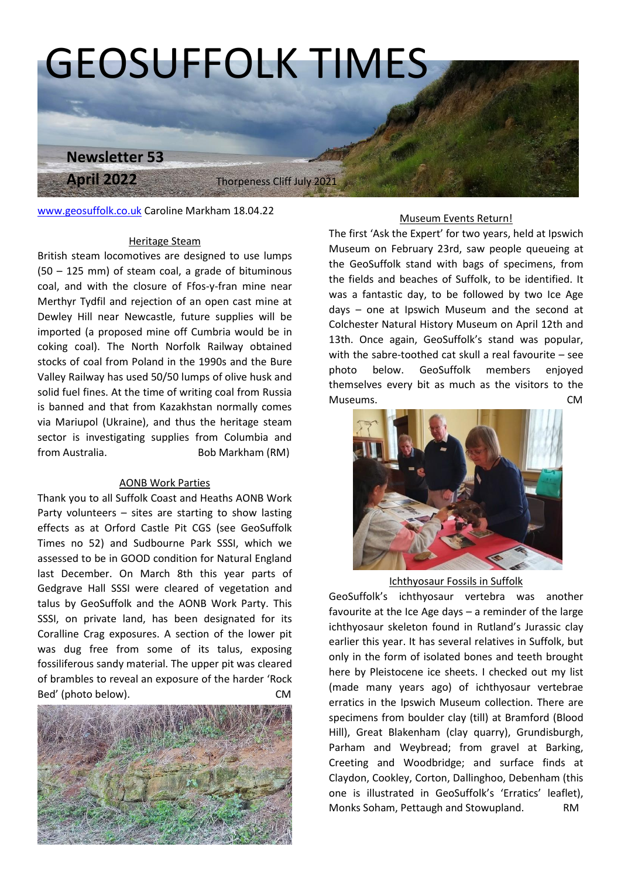# GEOSUFFOLK TIMES

**Newsletter 53**

**April 2022**

Thorpeness Cliff July 2021

www.geosuffolk.co.uk Caroline Markham 18.04.22

## Heritage Steam

British steam locomotives are designed to use lumps (50 – 125 mm) of steam coal, a grade of bituminous coal, and with the closure of Ffos-y-fran mine near Merthyr Tydfil and rejection of an open cast mine at Dewley Hill near Newcastle, future supplies will be imported (a proposed mine off Cumbria would be in coking coal). The North Norfolk Railway obtained stocks of coal from Poland in the 1990s and the Bure Valley Railway has used 50/50 lumps of olive husk and solid fuel fines. At the time of writing coal from Russia is banned and that from Kazakhstan normally comes via Mariupol (Ukraine), and thus the heritage steam sector is investigating supplies from Columbia and from Australia. Bob Markham (RM)

## AONB Work Parties

Thank you to all Suffolk Coast and Heaths AONB Work Party volunteers – sites are starting to show lasting effects as at Orford Castle Pit CGS (see GeoSuffolk Times no 52) and Sudbourne Park SSSI, which we assessed to be in GOOD condition for Natural England last December. On March 8th this year parts of Gedgrave Hall SSSI were cleared of vegetation and talus by GeoSuffolk and the AONB Work Party. This SSSI, on private land, has been designated for its Coralline Crag exposures. A section of the lower pit was dug free from some of its talus, exposing fossiliferous sandy material. The upper pit was cleared of brambles to reveal an exposure of the harder 'Rock Bed' (photo below). CM

## Museum Events Return!

The first 'Ask the Expert' for two years, held at Ipswich Museum on February 23rd, saw people queueing at the GeoSuffolk stand with bags of specimens, from the fields and beaches of Suffolk, to be identified. It was a fantastic day, to be followed by two Ice Age days – one at Ipswich Museum and the second at Colchester Natural History Museum on April 12th and 13th. Once again, GeoSuffolk's stand was popular, with the sabre-toothed cat skull a real favourite – see photo below. GeoSuffolk members enjoyed themselves every bit as much as the visitors to the Museums. CM

## Ichthyosaur Fossils in Suffolk

GeoSuffolk's ichthyosaur vertebra was another favourite at the Ice Age days – a reminder of the large ichthyosaur skeleton found in Rutland's Jurassic clay earlier this year. It has several relatives in Suffolk, but only in the form of isolated bones and teeth brought here by Pleistocene ice sheets. I checked out my list (made many years ago) of ichthyosaur vertebrae erratics in the Ipswich Museum collection. There are specimens from boulder clay (till) at Bramford (Blood Hill), Great Blakenham (clay quarry), Grundisburgh, Parham and Weybread; from gravel at Barking, Creeting and Woodbridge; and surface finds at Claydon, Cookley, Corton, Dallinghoo, Debenham (this one is illustrated in GeoSuffolk's 'Erratics' leaflet), Monks Soham, Pettaugh and Stowupland. RM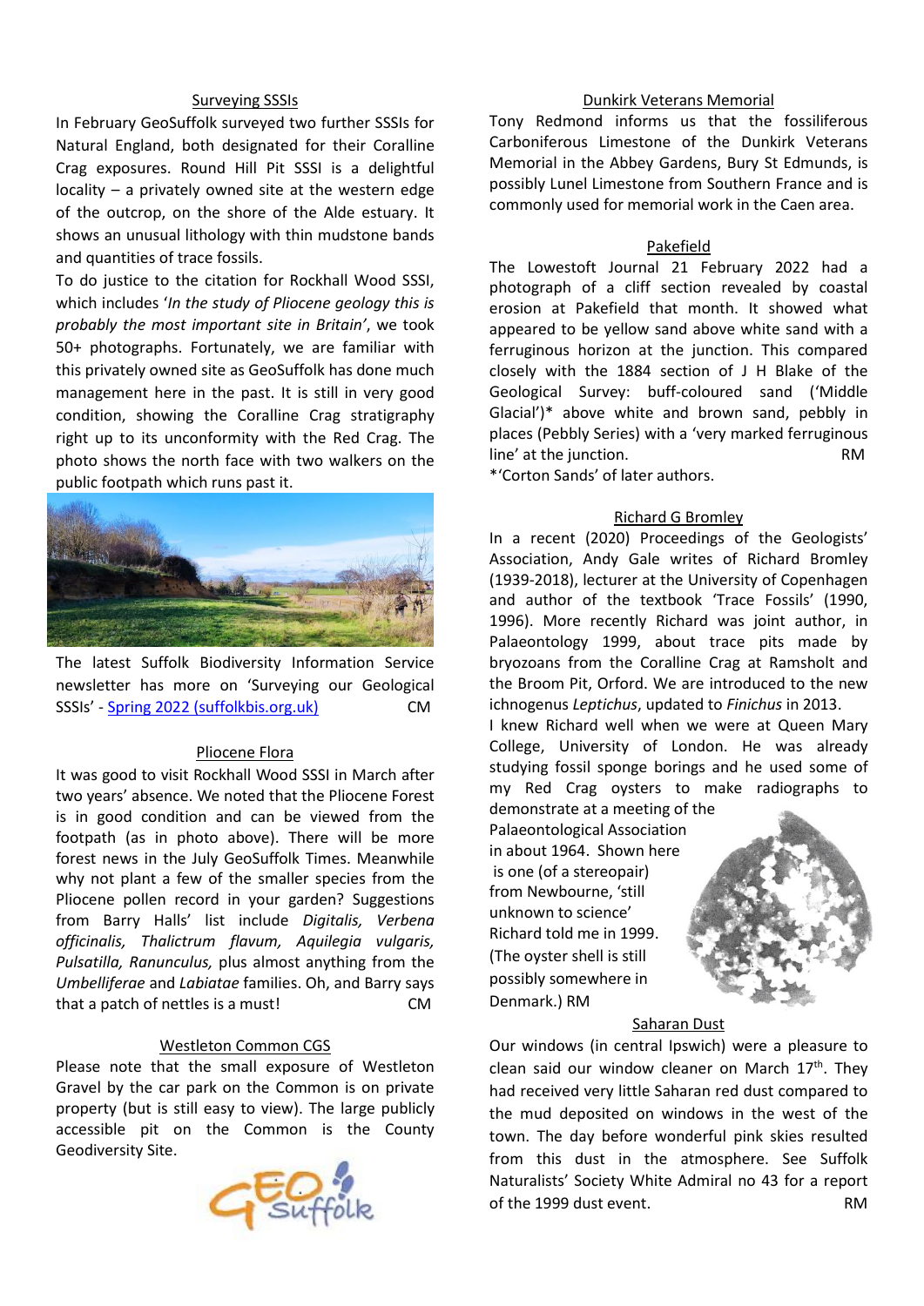## Surveying SSSIs

In February GeoSuffolk surveyed two further SSSIs for Natural England, both designated for their Coralline Crag exposures. Round Hill Pit SSSI is a delightful locality – a privately owned site at the western edge of the outcrop, on the shore of the Alde estuary. It shows an unusual lithology with thin mudstone bands and quantities of trace fossils.

To do justice to the citation for Rockhall Wood SSSI, which includes '*In the study of Pliocene geology this is probably the most important site in Britain*', we took 50+ photographs. Fortunately, we are familiar with this privately owned site as GeoSuffolk has done much management here in the past. It is still in very good condition, showing the Coralline Crag stratigraphy right up to its unconformity with the Red Crag. The photo shows the north face with two walkers on the public footpath which runs past it.

The latest Suffolk Biodiversity Information Service newsletter has more on 'Surveying our Geological SSSIs' - [Spring 2022 (suffolkbis.org.uk)](suffolkbis.org.uk) CM

## Pliocene Flora

It was good to visit Rockhall Wood SSSI in March after two years' absence. We noted that the Pliocene Forest is in good condition and can be viewed from the footpath (as in photo above). There will be more forest news in the July GeoSuffolk Times. Meanwhile why not plant a few of the smaller species from the Pliocene pollen record in your garden? Suggestions from Barry Halls' list include *Digitalis, Verbena officinalis, Thalictrum flavum, Aquilegia vulgaris, Pulsatilla, Ranunculus,* plus almost anything from the *Umbelliferae* and *Labiatae* families. Oh, and Barry says that a patch of nettles is a must! CM

## Westleton Common CGS

Please note that the small exposure of Westleton Gravel by the car park on the Common is on private property (but is still easy to view). The large publicly accessible pit on the Common is the County Geodiversity Site.

## Dunkirk Veterans Memorial

Tony Redmond informs us that the fossiliferous Carboniferous Limestone of the Dunkirk Veterans Memorial in the Abbey Gardens, Bury St Edmunds, is possibly Lunel Limestone from Southern France and is commonly used for memorial work in the Caen area.

## Pakefield

The Lowestoft Journal 21 February 2022 had a photograph of a cliff section revealed by coastal erosion at Pakefield that month. It showed what appeared to be yellow sand above white sand with a ferruginous horizon at the junction. This compared closely with the 1884 section of J H Blake of the Geological Survey: buff-coloured sand ('Middle Glacial')* above white and brown sand, pebbly in places (Pebbly Series) with a 'very marked ferruginous line' at the junction. RM

*'Corton Sands' of later authors.

## Richard G Bromley

In a recent (2020) Proceedings of the Geologists' Association, Andy Gale writes of Richard Bromley (1939-2018), lecturer at the University of Copenhagen and author of the textbook 'Trace Fossils' (1990, 1996). More recently Richard was joint author, in Palaeontology 1999, about trace pits made by bryozoans from the Coralline Crag at Ramsholt and the Broom Pit, Orford. We are introduced to the new ichnogenus *Leptichus*, updated to *Finichus* in 2013.

I knew Richard well when we were at Queen Mary College, University of London. He was already studying fossil sponge borings and he used some of my Red Crag oysters to make radiographs to demonstrate at a meeting of the Palaeontological Association in about 1964. Shown here is one (of a stereopair) from Newbourne, 'still unknown to science' Richard told me in 1999. (The oyster shell is still possibly somewhere in Denmark.) RM

## Saharan Dust

Our windows (in central Ipswich) were a pleasure to clean said our window cleaner on March 17th. They had received very little Saharan red dust compared to the mud deposited on windows in the west of the town. The day before wonderful pink skies resulted from this dust in the atmosphere. See Suffolk Naturalists' Society White Admiral no 43 for a report of the 1999 dust event. RM